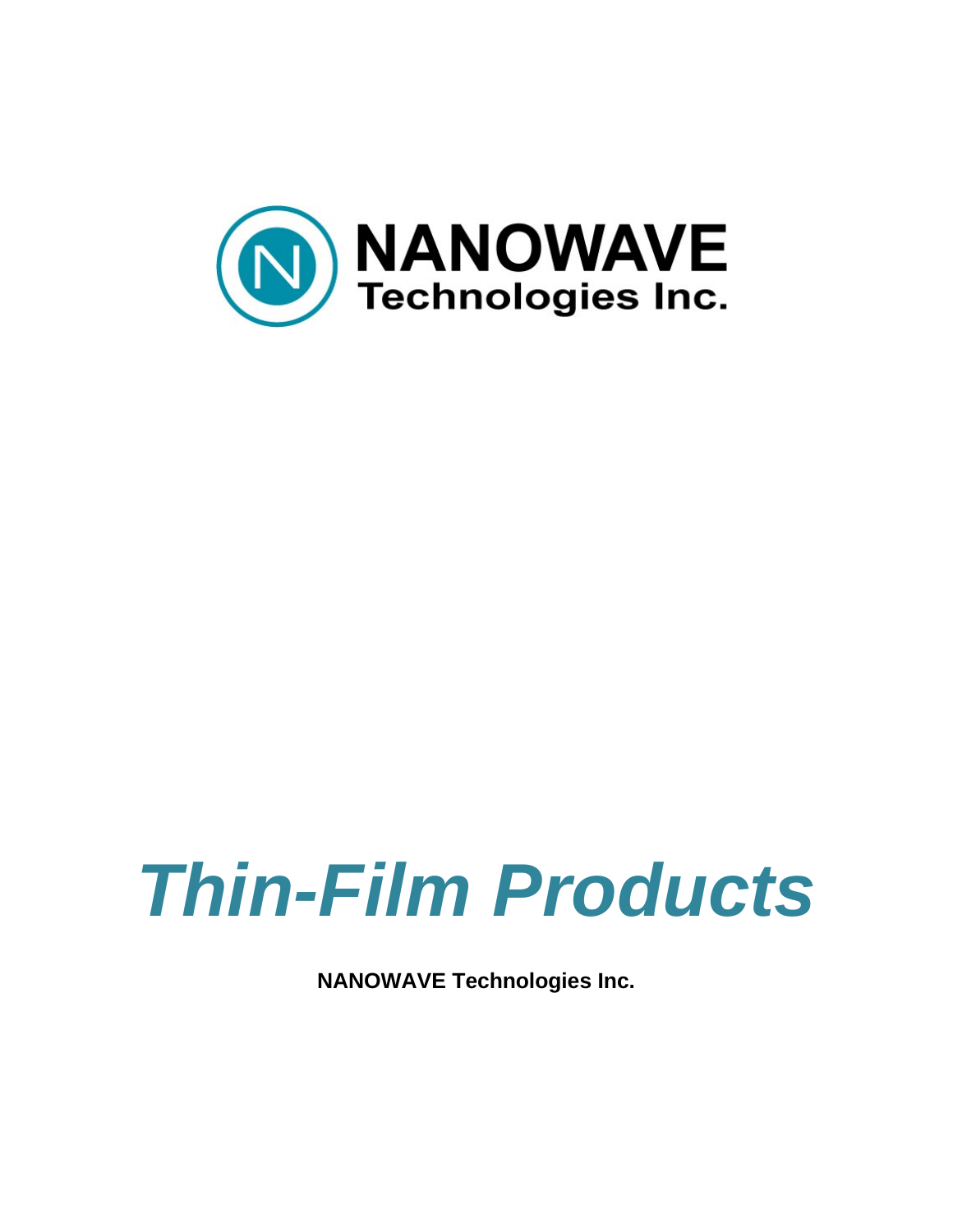NANOWAVE
Technologies Inc.

# *Thin-Film Products*

**NANOWAVE Technologies Inc.**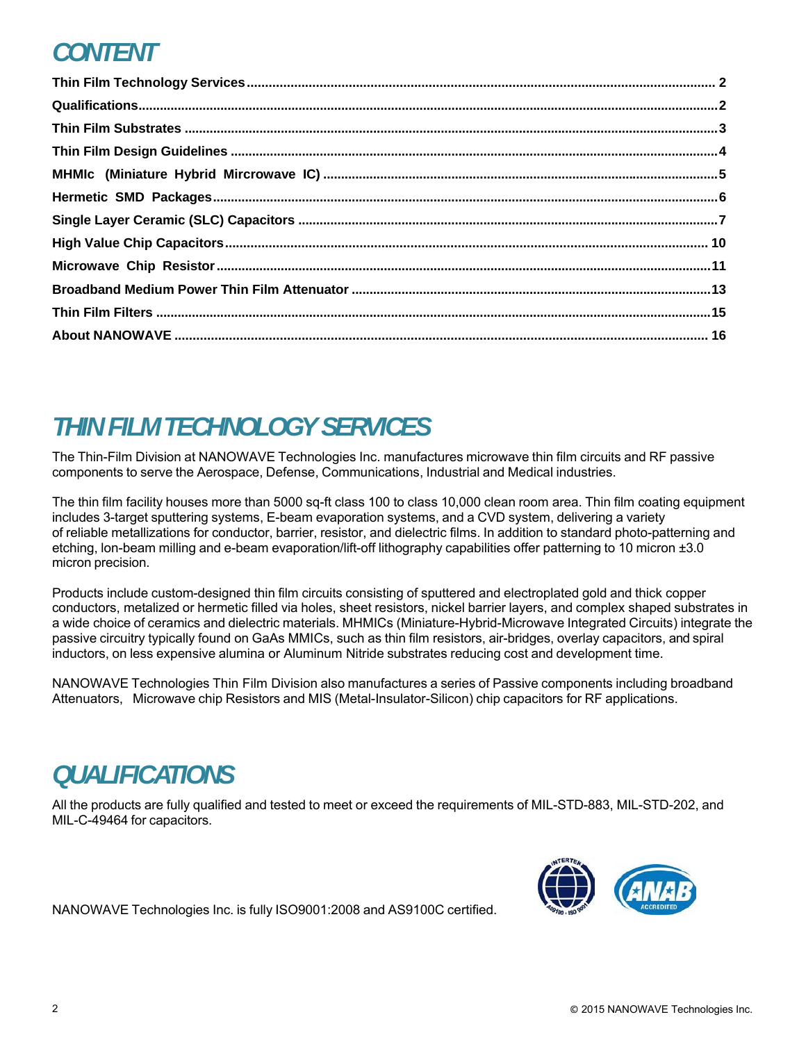# CONTENT

| | |
|---|---|
| **Thin Film Technology Services** | **2** |
| **Qualifications** | **2** |
| **Thin Film Substrates** | **3** |
| **Thin Film Design Guidelines** | **4** |
| **MHMIc (Miniature Hybrid Mircrowave IC)** | **5** |
| **Hermetic SMD Packages** | **6** |
| **Single Layer Ceramic (SLC) Capacitors** | **7** |
| **High Value Chip Capacitors** | **10** |
| **Microwave Chip Resistor** | **11** |
| **Broadband Medium Power Thin Film Attenuator** | **13** |
| **Thin Film Filters** | **15** |
| **About NANOWAVE** | **16** |

# THIN FILM TECHNOLOGY SERVICES

The Thin-Film Division at NANOWAVE Technologies Inc. manufactures microwave thin film circuits and RF passive components to serve the Aerospace, Defense, Communications, Industrial and Medical industries.

The thin film facility houses more than 5000 sq-ft class 100 to class 10,000 clean room area. Thin film coating equipment includes 3-target sputtering systems, E-beam evaporation systems, and a CVD system, delivering a variety of reliable metallizations for conductor, barrier, resistor, and dielectric films. In addition to standard photo-patterning and etching, Ion-beam milling and e-beam evaporation/lift-off lithography capabilities offer patterning to 10 micron ±3.0 micron precision.

Products include custom-designed thin film circuits consisting of sputtered and electroplated gold and thick copper conductors, metalized or hermetic filled via holes, sheet resistors, nickel barrier layers, and complex shaped substrates in a wide choice of ceramics and dielectric materials. MHMICs (Miniature-Hybrid-Microwave Integrated Circuits) integrate the passive circuitry typically found on GaAs MMICs, such as thin film resistors, air-bridges, overlay capacitors, and spiral inductors, on less expensive alumina or Aluminum Nitride substrates reducing cost and development time.

NANOWAVE Technologies Thin Film Division also manufactures a series of Passive components including broadband Attenuators, Microwave chip Resistors and MIS (Metal-Insulator-Silicon) chip capacitors for RF applications.

# QUALIFICATIONS

All the products are fully qualified and tested to meet or exceed the requirements of MIL-STD-883, MIL-STD-202, and MIL-C-49464 for capacitors.

NANOWAVE Technologies Inc. is fully ISO9001:2008 and AS9100C certified.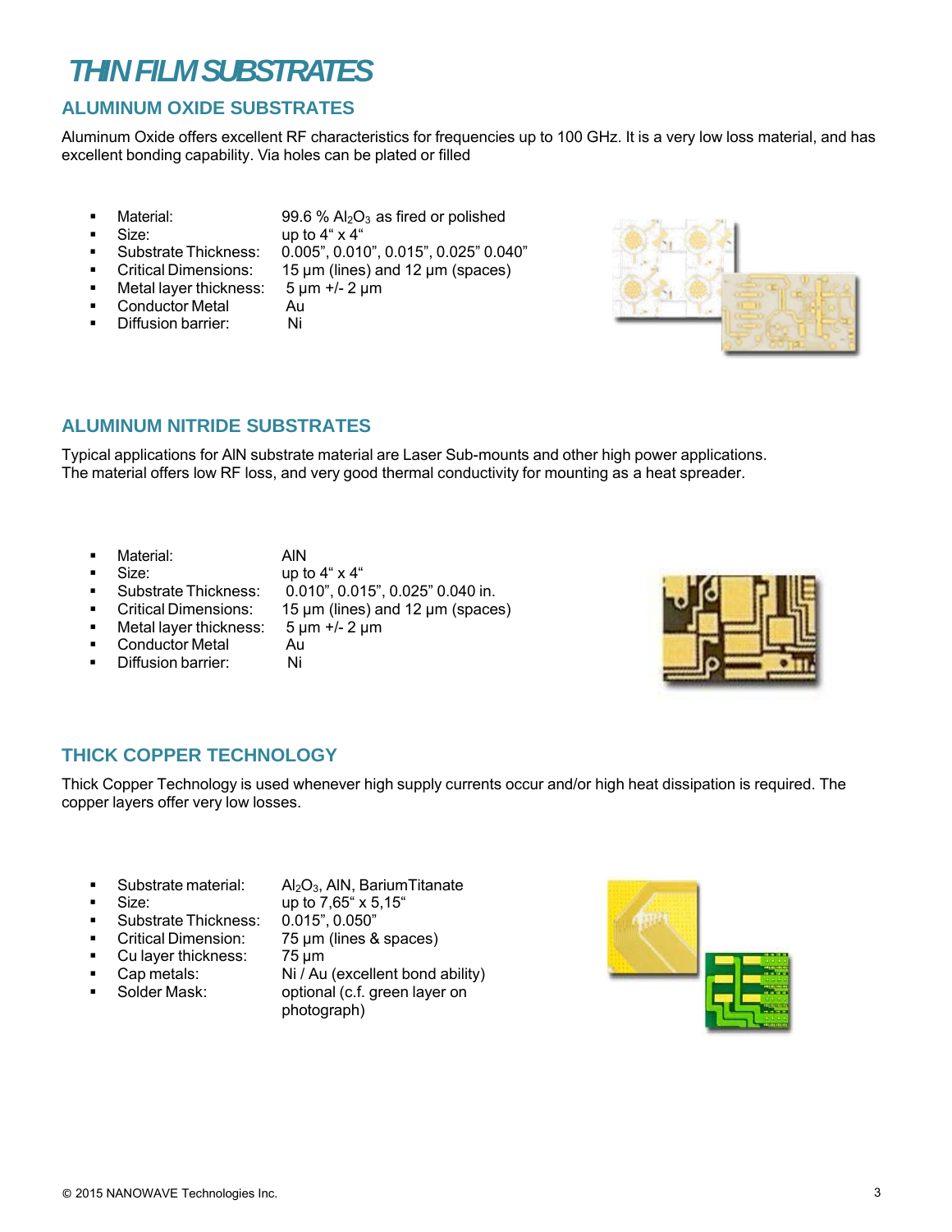# THIN FILM SUBSTRATES

## ALUMINUM OXIDE SUBSTRATES

Aluminum Oxide offers excellent RF characteristics for frequencies up to 100 GHz. It is a very low loss material, and has excellent bonding capability. Via holes can be plated or filled

- Material: 99.6 % $Al_2O_3$ as fired or polished
- Size: up to 4" x 4"
- Substrate Thickness: 0.005", 0.010", 0.015", 0.025" 0.040"
- Critical Dimensions: 15 µm (lines) and 12 µm (spaces)
- Metal layer thickness: 5 µm +/- 2 µm
- Conductor Metal Au
- Diffusion barrier: Ni

## ALUMINUM NITRIDE SUBSTRATES

Typical applications for AlN substrate material are Laser Sub-mounts and other high power applications. The material offers low RF loss, and very good thermal conductivity for mounting as a heat spreader.

- Material: AlN
- Size: up to 4" x 4"
- Substrate Thickness: 0.010", 0.015", 0.025" 0.040 in.
- Critical Dimensions: 15 µm (lines) and 12 µm (spaces)
- Metal layer thickness: 5 µm +/- 2 µm
- Conductor Metal Au
- Diffusion barrier: Ni

## THICK COPPER TECHNOLOGY

Thick Copper Technology is used whenever high supply currents occur and/or high heat dissipation is required. The copper layers offer very low losses.

- Substrate material: $Al_2O_3$, AlN, BariumTitanate
- Size: up to 7,65" x 5,15"
- Substrate Thickness: 0.015", 0.050"
- Critical Dimension: 75 µm (lines & spaces)
- Cu layer thickness: 75 µm
- Cap metals: Ni / Au (excellent bond ability)
- Solder Mask: optional (c.f. green layer on photograph)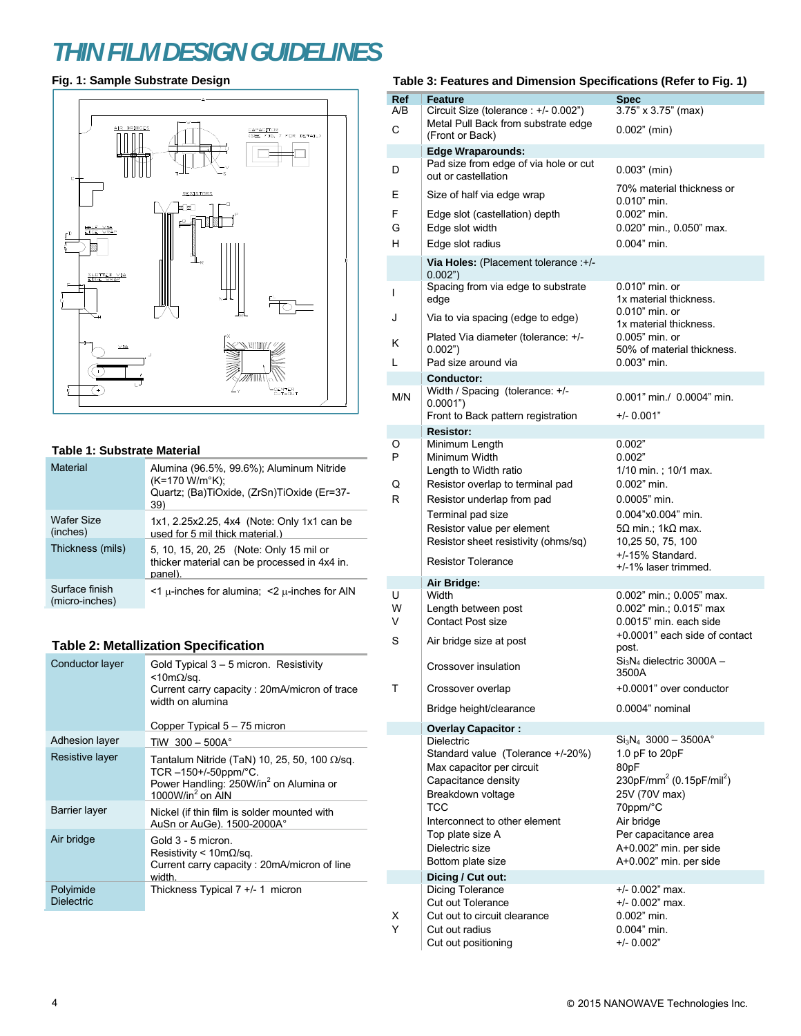# THIN FILM DESIGN GUIDELINES

## Fig. 1: Sample Substrate Design

## Table 1: Substrate Material

| | |
|---|---|
| Material | Alumina (96.5%, 99.6%); Aluminum Nitride (K=170 W/m°K); Quartz; (Ba)TiOxide, (ZrSn)TiOxide (Er=37-39) |
| Wafer Size (inches) | 1x1, 2.25x2.25, 4x4 (Note: Only 1x1 can be used for 5 mil thick material.) |
| Thickness (mils) | 5, 10, 15, 20, 25 (Note: Only 15 mil or thicker material can be processed in 4x4 in. panel). |
| Surface finish (micro-inches) | <1 μ-inches for alumina; <2 μ-inches for AlN |

## Table 2: Metallization Specification

| | |
|---|---|
| Conductor layer | Gold Typical 3 – 5 micron. Resistivity <10mΩ/sq. Current carry capacity : 20mA/micron of trace width on alumina<br><br>Copper Typical 5 – 75 micron |
| Adhesion layer | TiW 300 – 500A° |
| Resistive layer | Tantalum Nitride (TaN) 10, 25, 50, 100 Ω/sq. TCR –150+/-50ppm/°C. Power Handling: 250W/in$^2$ on Alumina or 1000W/in$^2$ on AlN |
| Barrier layer | Nickel (if thin film is solder mounted with AuSn or AuGe). 1500-2000A° |
| Air bridge | Gold 3 - 5 micron. Resistivity < 10mΩ/sq. Current carry capacity : 20mA/micron of line width. |
| Polyimide Dielectric | Thickness Typical 7 +/- 1 micron |

## Table 3: Features and Dimension Specifications (Refer to Fig. 1)

| Ref | Feature | Spec |
|---|---|---|
| A/B | Circuit Size (tolerance : +/- 0.002") | 3.75" x 3.75" (max) |
| C | Metal Pull Back from substrate edge (Front or Back) | 0.002" (min) |
| | **Edge Wraparounds:** | |
| D | Pad size from edge of via hole or cut out or castellation | 0.003" (min) |
| E | Size of half via edge wrap | 70% material thickness or 0.010" min. |
| F | Edge slot (castellation) depth | 0.002" min. |
| G | Edge slot width | 0.020" min., 0.050" max. |
| H | Edge slot radius | 0.004" min. |
| | **Via Holes:** (Placement tolerance :+/- 0.002") | |
| I | Spacing from via edge to substrate edge | 0.010" min. or 1x material thickness. |
| J | Via to via spacing (edge to edge) | 0.010" min. or 1x material thickness. |
| K | Plated Via diameter (tolerance: +/- 0.002") | 0.005" min. or 50% of material thickness. |
| L | Pad size around via | 0.003" min. |
| | **Conductor:** | |
| M/N | Width / Spacing (tolerance: +/- 0.0001") | 0.001" min./ 0.0004" min. |
| | Front to Back pattern registration | +/- 0.001" |
| | **Resistor:** | |
| O | Minimum Length | 0.002" |
| P | Minimum Width | 0.002" |
| | Length to Width ratio | 1/10 min. ; 10/1 max. |
| Q | Resistor overlap to terminal pad | 0.002" min. |
| R | Resistor underlap from pad | 0.0005" min. |
| | Terminal pad size | 0.004"x0.004" min. |
| | Resistor value per element | 5Ω min.; 1kΩ max. |
| | Resistor sheet resistivity (ohms/sq) | 10,25 50, 75, 100 |
| | Resistor Tolerance | +/-15% Standard. +/-1% laser trimmed. |
| | **Air Bridge:** | |
| U | Width | 0.002" min.; 0.005" max. |
| W | Length between post | 0.002" min.; 0.015" max |
| V | Contact Post size | 0.0015" min. each side |
| S | Air bridge size at post | +0.0001" each side of contact post. |
| | Crossover insulation | $Si_3N_4$ dielectric 3000A – 3500A |
| T | Crossover overlap | +0.0001" over conductor |
| | Bridge height/clearance | 0.0004" nominal |
| | **Overlay Capacitor :** | |
| | Dielectric | $Si_3N_4$ 3000 – 3500A° |
| | Standard value (Tolerance +/-20%) | 1.0 pF to 20pF |
| | Max capacitor per circuit | 80pF |
| | Capacitance density | 230pF/mm$^2$ (0.15pF/mil$^2$) |
| | Breakdown voltage | 25V (70V max) |
| | TCC | 70ppm/°C |
| | Interconnect to other element | Air bridge |
| | Top plate size A | Per capacitance area |
| | Dielectric size | A+0.002" min. per side |
| | Bottom plate size | A+0.002" min. per side |
| | **Dicing / Cut out:** | |
| | Dicing Tolerance | +/- 0.002" max. |
| | Cut out Tolerance | +/- 0.002" max. |
| X | Cut out to circuit clearance | 0.002" min. |
| Y | Cut out radius | 0.004" min. |
| | Cut out positioning | +/- 0.002" |

© 2015 NANOWAVE Technologies Inc.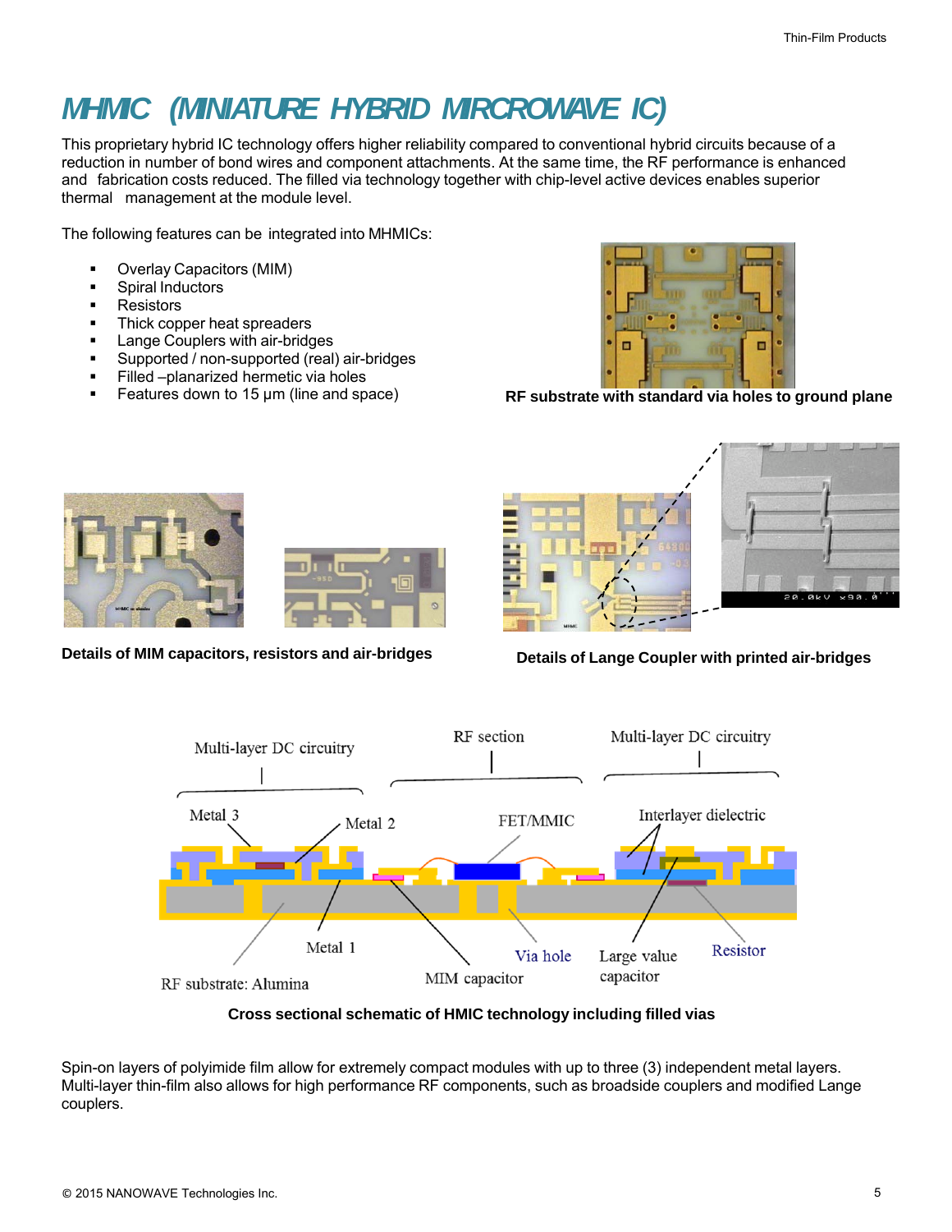# MHMIC (MINIATURE HYBRID MIRCROWAVE IC)

This proprietary hybrid IC technology offers higher reliability compared to conventional hybrid circuits because of a reduction in number of bond wires and component attachments. At the same time, the RF performance is enhanced and fabrication costs reduced. The filled via technology together with chip-level active devices enables superior thermal management at the module level.

The following features can be integrated into MHMICs:

- Overlay Capacitors (MIM)
- Spiral Inductors
- Resistors
- Thick copper heat spreaders
- Lange Couplers with air-bridges
- Supported / non-supported (real) air-bridges
- Filled –planarized hermetic via holes
- Features down to 15 µm (line and space)

**RF substrate with standard via holes to ground plane**

**Details of MIM capacitors, resistors and air-bridges**

**Details of Lange Coupler with printed air-bridges**

Multi-layer DC circuitry
RF section
Multi-layer DC circuitry
Metal 3
Metal 2
FET/MMIC
Interlayer dielectric
Metal 1
Via hole
Large value capacitor
Resistor
RF substrate: Alumina
MIM capacitor

**Cross sectional schematic of HMIC technology including filled vias**

Spin-on layers of polyimide film allow for extremely compact modules with up to three (3) independent metal layers. Multi-layer thin-film also allows for high performance RF components, such as broadside couplers and modified Lange couplers.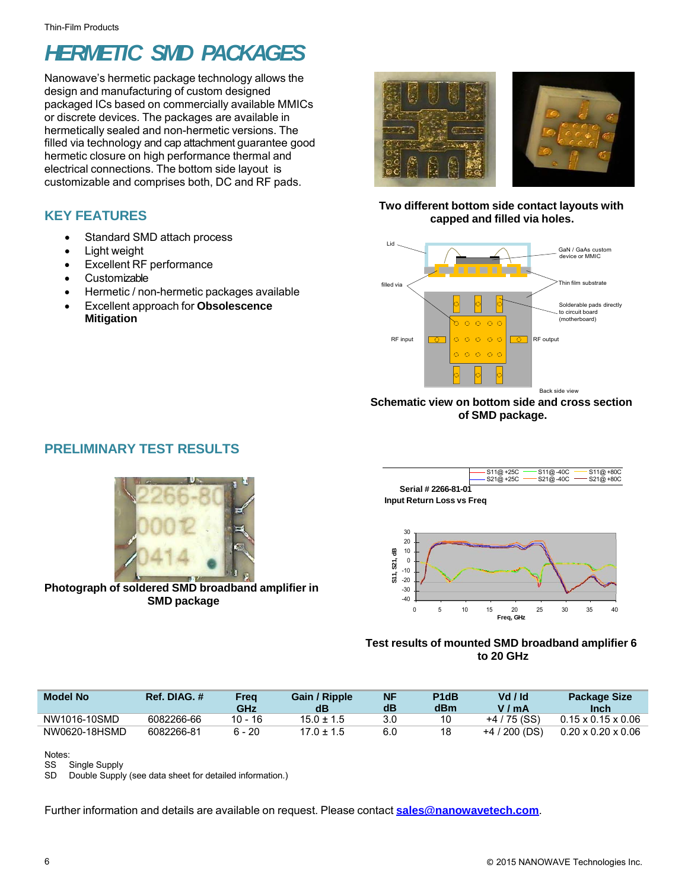# HERMETIC SMD PACKAGES

Nanowave's hermetic package technology allows the design and manufacturing of custom designed packaged ICs based on commercially available MMICs or discrete devices. The packages are available in hermetically sealed and non-hermetic versions. The filled via technology and cap attachment guarantee good hermetic closure on high performance thermal and electrical connections. The bottom side layout is customizable and comprises both, DC and RF pads.

## KEY FEATURES

- Standard SMD attach process
- Light weight
- Excellent RF performance
- Customizable
- Hermetic / non-hermetic packages available
- Excellent approach for **Obsolescence Mitigation**

**Two different bottom side contact layouts with capped and filled via holes.**

Lid
GaN / GaAs custom device or MMIC
filled via
Thin film substrate
Solderable pads directly to circuit board (motherboard)
RF input
RF output
Back side view

**Schematic view on bottom side and cross section of SMD package.**

## PRELIMINARY TEST RESULTS

**Photograph of soldered SMD broadband amplifier in SMD package**

S11@ +25C S11@ -40C S11@ +80C
S21@ +25C S21@ -40C S21@ +80C

**Serial # 2266-81-01**
**Input Return Loss vs Freq**

S11, S21, dB
30
20
10
0
-10
-20
-30
-40
0 5 10 15 20 25 30 35 40
Freq, GHz

**Test results of mounted SMD broadband amplifier 6 to 20 GHz**

| Model No | Ref. DIAG. # | Freq GHz | Gain / Ripple dB | NF dB | P1dB dBm | Vd / Id V / mA | Package Size Inch |
|---|---|---|---|---|---|---|---|
| NW1016-10SMD | 6082266-66 | 10 - 16 | 15.0 ± 1.5 | 3.0 | 10 | +4 / 75 (SS) | 0.15 x 0.15 x 0.06 |
| NW0620-18HSMD | 6082266-81 | 6 - 20 | 17.0 ± 1.5 | 6.0 | 18 | +4 / 200 (DS) | 0.20 x 0.20 x 0.06 |

Notes:
SS Single Supply
SD Double Supply (see data sheet for detailed information.)

Further information and details are available on request. Please contact **sales@nanowavetech.com**.

© 2015 NANOWAVE Technologies Inc.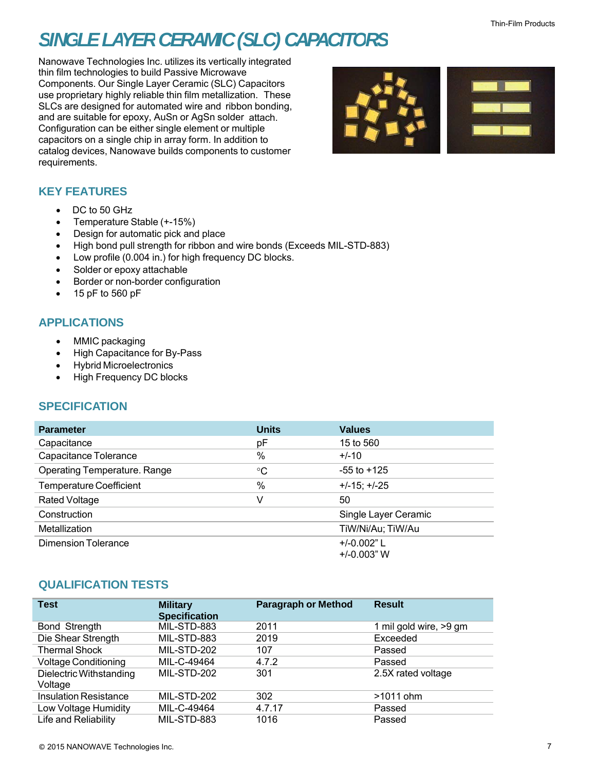# SINGLE LAYER CERAMIC (SLC) CAPACITORS

Nanowave Technologies Inc. utilizes its vertically integrated thin film technologies to build Passive Microwave Components. Our Single Layer Ceramic (SLC) Capacitors use proprietary highly reliable thin film metallization. These SLCs are designed for automated wire and ribbon bonding, and are suitable for epoxy, AuSn or AgSn solder attach. Configuration can be either single element or multiple capacitors on a single chip in array form. In addition to catalog devices, Nanowave builds components to customer requirements.

## KEY FEATURES

- DC to 50 GHz
- Temperature Stable (+-15%)
- Design for automatic pick and place
- High bond pull strength for ribbon and wire bonds (Exceeds MIL-STD-883)
- Low profile (0.004 in.) for high frequency DC blocks.
- Solder or epoxy attachable
- Border or non-border configuration
- 15 pF to 560 pF

## APPLICATIONS

- MMIC packaging
- High Capacitance for By-Pass
- Hybrid Microelectronics
- High Frequency DC blocks

## SPECIFICATION

| Parameter | Units | Values |
|---|---|---|
| Capacitance | pF | 15 to 560 |
| Capacitance Tolerance | % | +/-10 |
| Operating Temperature. Range | °C | -55 to +125 |
| Temperature Coefficient | % | +/-15; +/-25 |
| Rated Voltage | V | 50 |
| Construction | | Single Layer Ceramic |
| Metallization | | TiW/Ni/Au; TiW/Au |
| Dimension Tolerance | | +/-0.002" L<br>+/-0.003" W |

## QUALIFICATION TESTS

| Test | Military Specification | Paragraph or Method | Result |
|---|---|---|---|
| Bond Strength | MIL-STD-883 | 2011 | 1 mil gold wire, >9 gm |
| Die Shear Strength | MIL-STD-883 | 2019 | Exceeded |
| Thermal Shock | MIL-STD-202 | 107 | Passed |
| Voltage Conditioning | MIL-C-49464 | 4.7.2 | Passed |
| Dielectric Withstanding Voltage | MIL-STD-202 | 301 | 2.5X rated voltage |
| Insulation Resistance | MIL-STD-202 | 302 | >1011 ohm |
| Low Voltage Humidity | MIL-C-49464 | 4.7.17 | Passed |
| Life and Reliability | MIL-STD-883 | 1016 | Passed |

© 2015 NANOWAVE Technologies Inc.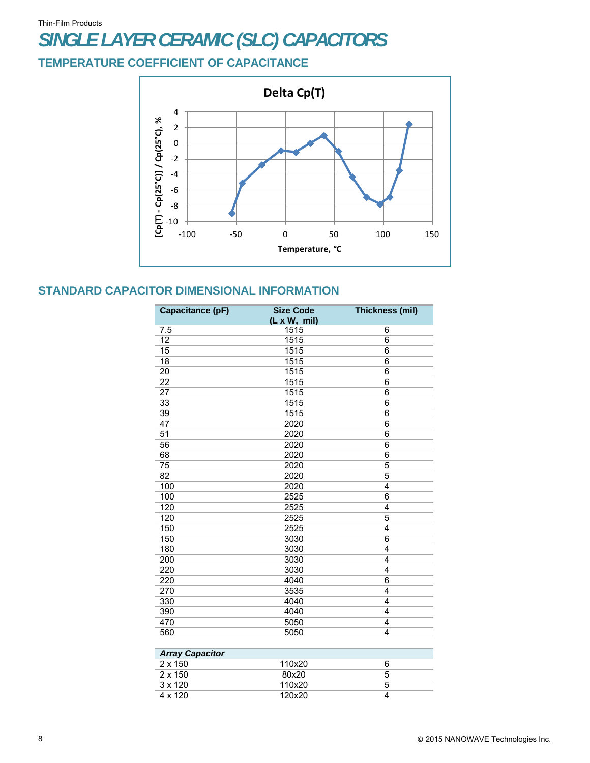# SINGLE LAYER CERAMIC (SLC) CAPACITORS

## TEMPERATURE COEFFICIENT OF CAPACITANCE

Delta Cp(T)

[Cp(T) - Cp(25°C)] / Cp(25°C), %

4
2
0
-2
-4
-6
-8
-10

-100 -50 0 50 100 150

Temperature, °C

## STANDARD CAPACITOR DIMENSIONAL INFORMATION

| Capacitance (pF) | Size Code (L x W, mil) | Thickness (mil) |
|---|---|---|
| 7.5 | 1515 | 6 |
| 12 | 1515 | 6 |
| 15 | 1515 | 6 |
| 18 | 1515 | 6 |
| 20 | 1515 | 6 |
| 22 | 1515 | 6 |
| 27 | 1515 | 6 |
| 33 | 1515 | 6 |
| 39 | 1515 | 6 |
| 47 | 2020 | 6 |
| 51 | 2020 | 6 |
| 56 | 2020 | 6 |
| 68 | 2020 | 6 |
| 75 | 2020 | 5 |
| 82 | 2020 | 5 |
| 100 | 2020 | 4 |
| 100 | 2525 | 6 |
| 120 | 2525 | 4 |
| 120 | 2525 | 5 |
| 150 | 2525 | 4 |
| 150 | 3030 | 6 |
| 180 | 3030 | 4 |
| 200 | 3030 | 4 |
| 220 | 3030 | 4 |
| 220 | 4040 | 6 |
| 270 | 3535 | 4 |
| 330 | 4040 | 4 |
| 390 | 4040 | 4 |
| 470 | 5050 | 4 |
| 560 | 5050 | 4 |
| ***Array Capacitor*** | | |
| 2 x 150 | 110x20 | 6 |
| 2 x 150 | 80x20 | 5 |
| 3 x 120 | 110x20 | 5 |
| 4 x 120 | 120x20 | 4 |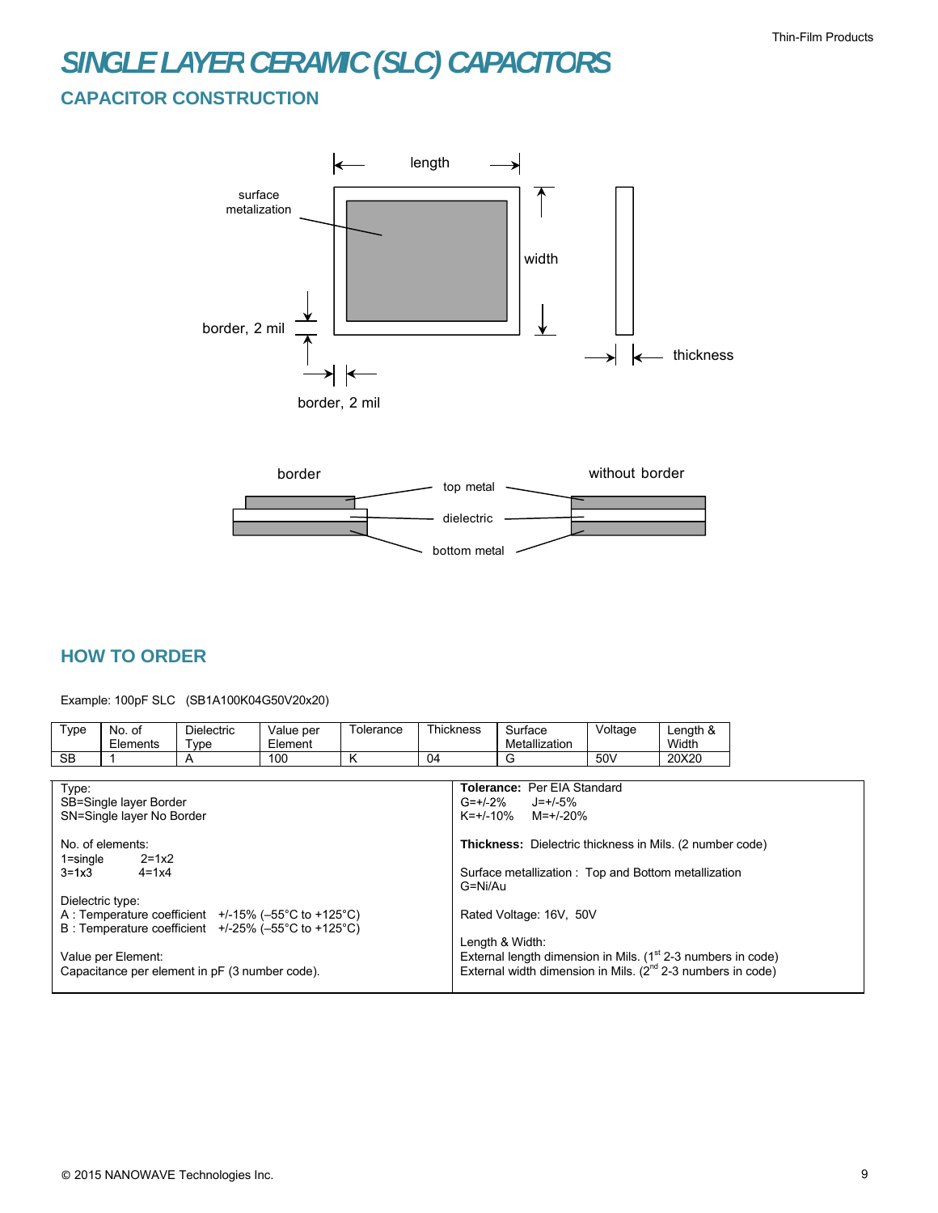# SINGLE LAYER CERAMIC (SLC) CAPACITORS

## CAPACITOR CONSTRUCTION

length

surface metalization

width

border, 2 mil

thickness

border, 2 mil

border

without border

top metal

dielectric

bottom metal

## HOW TO ORDER

Example: 100pF SLC (SB1A100K04G50V20x20)

| Type | No. of Elements | Dielectric Type | Value per Element | Tolerance | Thickness | Surface Metallization | Voltage | Length & Width |
|---|---|---|---|---|---|---|---|---|
| SB | 1 | A | 100 | K | 04 | G | 50V | 20X20 |

Type:
SB=Single layer Border
SN=Single layer No Border

No. of elements:
1=single 2=1x2
3=1x3 4=1x4

Dielectric type:
A : Temperature coefficient +/-15% (–55°C to +125°C)
B : Temperature coefficient +/-25% (–55°C to +125°C)

Value per Element:
Capacitance per element in pF (3 number code).

**Tolerance:** Per EIA Standard
G=+/-2% J=+/-5%
K=+/-10% M=+/-20%

**Thickness:** Dielectric thickness in Mils. (2 number code)

Surface metallization : Top and Bottom metallization
G=Ni/Au

Rated Voltage: 16V, 50V

Length & Width:
External length dimension in Mils. (1st 2-3 numbers in code)
External width dimension in Mils. (2nd 2-3 numbers in code)

© 2015 NANOWAVE Technologies Inc.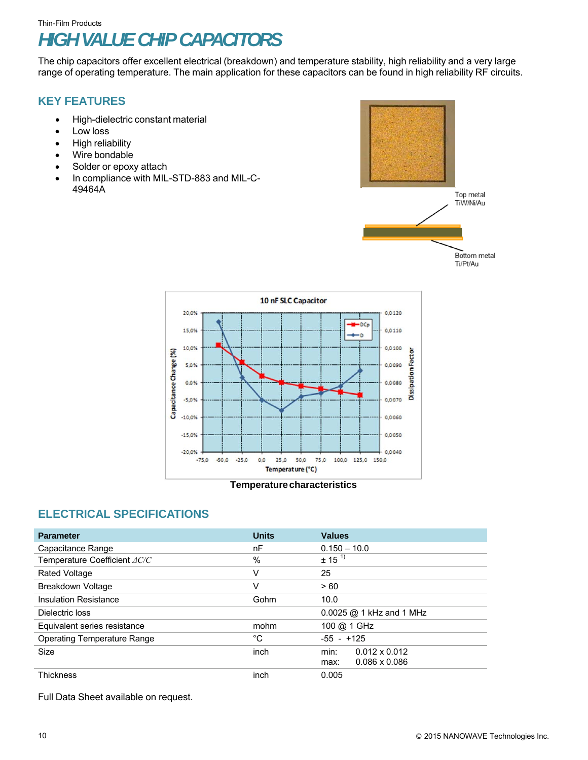# HIGH VALUE CHIP CAPACITORS

The chip capacitors offer excellent electrical (breakdown) and temperature stability, high reliability and a very large range of operating temperature. The main application for these capacitors can be found in high reliability RF circuits.

## KEY FEATURES

- High-dielectric constant material
- Low loss
- High reliability
- Wire bondable
- Solder or epoxy attach
- In compliance with MIL-STD-883 and MIL-C-49464A

Top metal
TiW/Ni/Au

Bottom metal
Ti/Pt/Au

10 nF SLC Capacitor

Capacitance Change (%)

20,0%
15,0%
10,0%
5,0%
0,0%
-5,0%
-10,0%
-15,0%
-20,0%

Dissipation Factor

0,0120
0,0110
0,0100
0,0090
0,0080
0,0070
0,0060
0,0050
0,0040

-75,0 -50,0 -25,0 0,0 25,0 50,0 75,0 100,0 125,0 150,0

Temperature (°C)

DCp
D

**Temperature characteristics**

## ELECTRICAL SPECIFICATIONS

| Parameter | Units | Values |
|---|---|---|
| Capacitance Range | nF | 0.150 – 10.0 |
| Temperature Coefficient $\Delta C/C$ | % | ± 15 [1)] |
| Rated Voltage | V | 25 |
| Breakdown Voltage | V | > 60 |
| Insulation Resistance | Gohm | 10.0 |
| Dielectric loss | | 0.0025 @ 1 kHz and 1 MHz |
| Equivalent series resistance | mohm | 100 @ 1 GHz |
| Operating Temperature Range | °C | -55 - +125 |
| Size | inch | min: 0.012 x 0.012<br>max: 0.086 x 0.086 |
| Thickness | inch | 0.005 |

Full Data Sheet available on request.

© 2015 NANOWAVE Technologies Inc.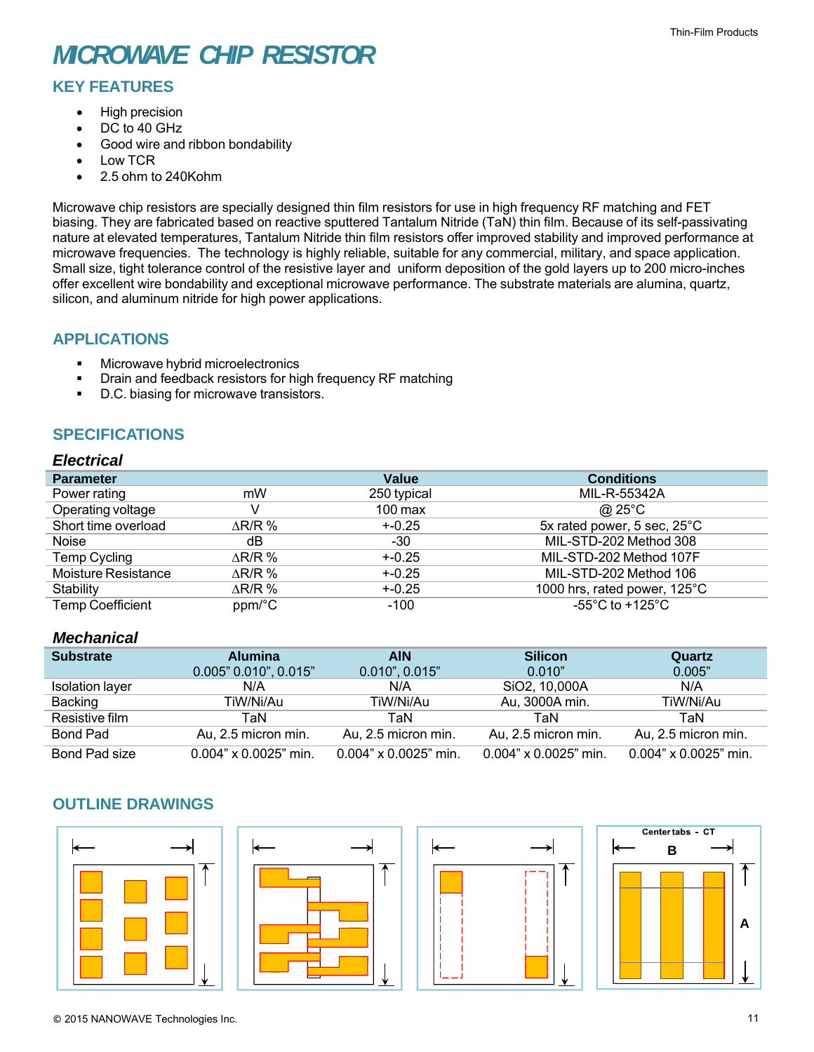# MICROWAVE CHIP RESISTOR

## KEY FEATURES

- High precision
- DC to 40 GHz
- Good wire and ribbon bondability
- Low TCR
- 2.5 ohm to 240Kohm

Microwave chip resistors are specially designed thin film resistors for use in high frequency RF matching and FET biasing. They are fabricated based on reactive sputtered Tantalum Nitride (TaN) thin film. Because of its self-passivating nature at elevated temperatures, Tantalum Nitride thin film resistors offer improved stability and improved performance at microwave frequencies. The technology is highly reliable, suitable for any commercial, military, and space application. Small size, tight tolerance control of the resistive layer and uniform deposition of the gold layers up to 200 micro-inches offer excellent wire bondability and exceptional microwave performance. The substrate materials are alumina, quartz, silicon, and aluminum nitride for high power applications.

## APPLICATIONS

- Microwave hybrid microelectronics
- Drain and feedback resistors for high frequency RF matching
- D.C. biasing for microwave transistors.

## SPECIFICATIONS

### *Electrical*

| Parameter | | Value | Conditions |
|---|---|---|---|
| Power rating | mW | 250 typical | MIL-R-55342A |
| Operating voltage | V | 100 max | @ 25°C |
| Short time overload | ΔR/R % | +-0.25 | 5x rated power, 5 sec, 25°C |
| Noise | dB | -30 | MIL-STD-202 Method 308 |
| Temp Cycling | ΔR/R % | +-0.25 | MIL-STD-202 Method 107F |
| Moisture Resistance | ΔR/R % | +-0.25 | MIL-STD-202 Method 106 |
| Stability | ΔR/R % | +-0.25 | 1000 hrs, rated power, 125°C |
| Temp Coefficient | ppm/°C | -100 | -55°C to +125°C |

### *Mechanical*

| Substrate | Alumina 0.005" 0.010", 0.015" | AlN 0.010", 0.015" | Silicon 0.010" | Quartz 0.005" |
|---|---|---|---|---|
| Isolation layer | N/A | N/A | SiO2, 10,000A | N/A |
| Backing | TiW/Ni/Au | TiW/Ni/Au | Au, 3000A min. | TiW/Ni/Au |
| Resistive film | TaN | TaN | TaN | TaN |
| Bond Pad | Au, 2.5 micron min. | Au, 2.5 micron min. | Au, 2.5 micron min. | Au, 2.5 micron min. |
| Bond Pad size | 0.004" x 0.0025" min. | 0.004" x 0.0025" min. | 0.004" x 0.0025" min. | 0.004" x 0.0025" min. |

## OUTLINE DRAWINGS

Center tabs - CT

B

A

© 2015 NANOWAVE Technologies Inc.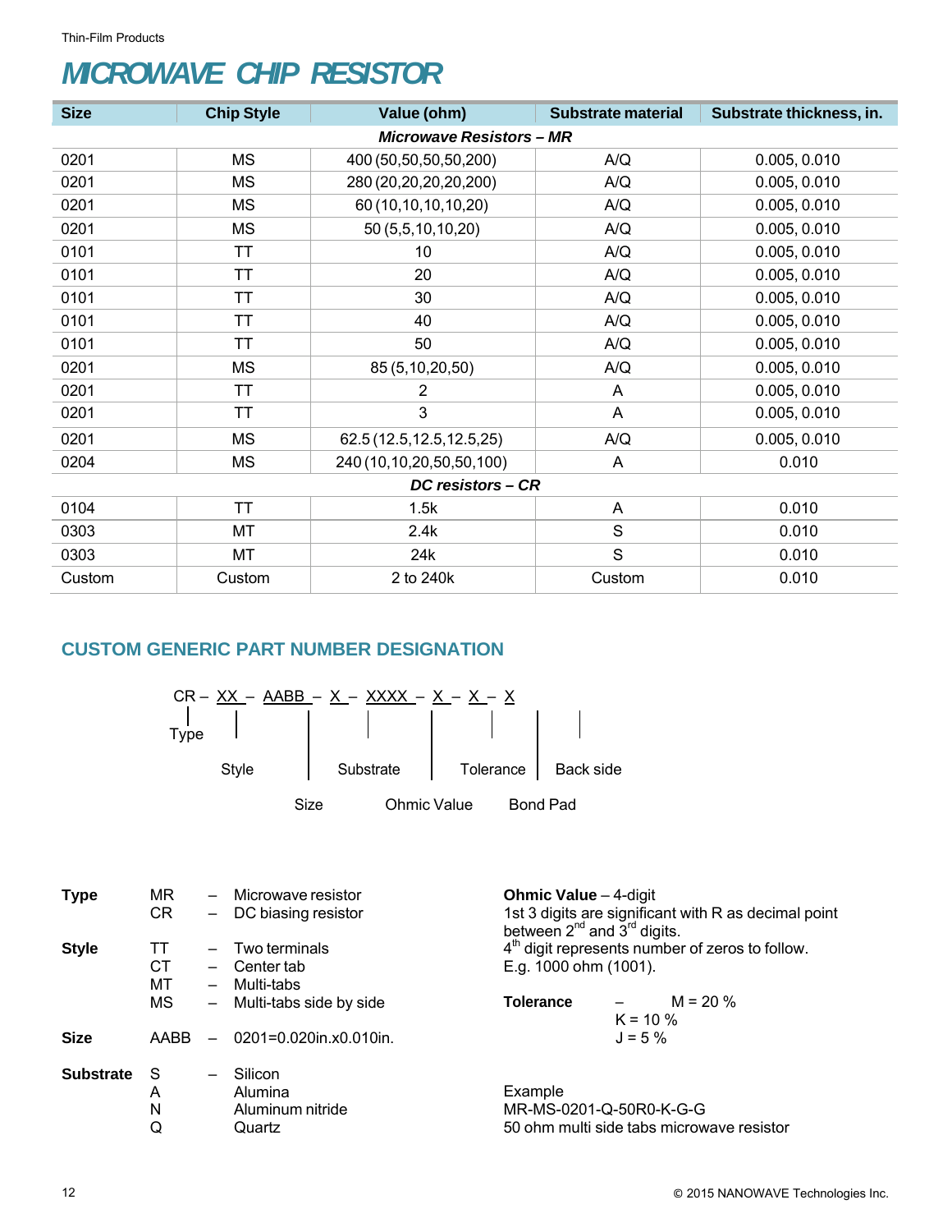# MICROWAVE CHIP RESISTOR

| Size | Chip Style | Value (ohm) | Substrate material | Substrate thickness, in. |
|---|---|---|---|---|
| | | ***Microwave Resistors – MR*** | | |
| 0201 | MS | 400 (50,50,50,50,200) | A/Q | 0.005, 0.010 |
| 0201 | MS | 280 (20,20,20,20,200) | A/Q | 0.005, 0.010 |
| 0201 | MS | 60 (10,10,10,10,20) | A/Q | 0.005, 0.010 |
| 0201 | MS | 50 (5,5,10,10,20) | A/Q | 0.005, 0.010 |
| 0101 | TT | 10 | A/Q | 0.005, 0.010 |
| 0101 | TT | 20 | A/Q | 0.005, 0.010 |
| 0101 | TT | 30 | A/Q | 0.005, 0.010 |
| 0101 | TT | 40 | A/Q | 0.005, 0.010 |
| 0101 | TT | 50 | A/Q | 0.005, 0.010 |
| 0201 | MS | 85 (5,10,20,50) | A/Q | 0.005, 0.010 |
| 0201 | TT | 2 | A | 0.005, 0.010 |
| 0201 | TT | 3 | A | 0.005, 0.010 |
| 0201 | MS | 62.5 (12.5,12.5,12.5,25) | A/Q | 0.005, 0.010 |
| 0204 | MS | 240 (10,10,20,50,50,100) | A | 0.010 |
| | | ***DC resistors – CR*** | | |
| 0104 | TT | 1.5k | A | 0.010 |
| 0303 | MT | 2.4k | S | 0.010 |
| 0303 | MT | 24k | S | 0.010 |
| Custom | Custom | 2 to 240k | Custom | 0.010 |

## CUSTOM GENERIC PART NUMBER DESIGNATION

CR – XX – AABB – X – XXXX – X – X – X

Type, Style, Size, Substrate, Ohmic Value, Tolerance, Bond Pad, Back side

**Type**
- MR – Microwave resistor
- CR – DC biasing resistor

**Style**
- TT – Two terminals
- CT – Center tab
- MT – Multi-tabs
- MS – Multi-tabs side by side

**Size**
- AABB – 0201=0.020in.x0.010in.

**Substrate**
- S – Silicon
- A Alumina
- N Aluminum nitride
- Q Quartz

**Ohmic Value** – 4-digit
1st 3 digits are significant with R as decimal point between 2nd and 3rd digits.
4th digit represents number of zeros to follow.
E.g. 1000 ohm (1001).

**Tolerance** –
- M = 20 %
- K = 10 %
- J = 5 %

Example
MR-MS-0201-Q-50R0-K-G-G
50 ohm multi side tabs microwave resistor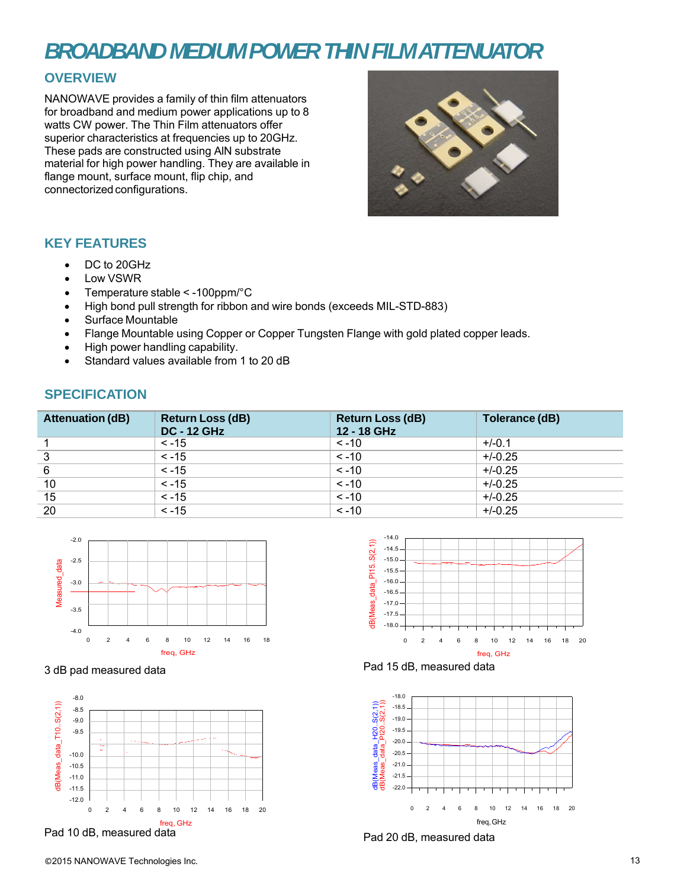# BROADBAND MEDIUM POWER THIN FILM ATTENUATOR

## OVERVIEW

NANOWAVE provides a family of thin film attenuators for broadband and medium power applications up to 8 watts CW power. The Thin Film attenuators offer superior characteristics at frequencies up to 20GHz. These pads are constructed using AlN substrate material for high power handling. They are available in flange mount, surface mount, flip chip, and connectorized configurations.

## KEY FEATURES

- DC to 20GHz
- Low VSWR
- Temperature stable < -100ppm/°C
- High bond pull strength for ribbon and wire bonds (exceeds MIL-STD-883)
- Surface Mountable
- Flange Mountable using Copper or Copper Tungsten Flange with gold plated copper leads.
- High power handling capability.
- Standard values available from 1 to 20 dB

## SPECIFICATION

| Attenuation (dB) | Return Loss (dB) DC - 12 GHz | Return Loss (dB) 12 - 18 GHz | Tolerance (dB) |
|---|---|---|---|
| 1 | < -15 | < -10 | +/-0.1 |
| 3 | < -15 | < -10 | +/-0.25 |
| 6 | < -15 | < -10 | +/-0.25 |
| 10 | < -15 | < -10 | +/-0.25 |
| 15 | < -15 | < -10 | +/-0.25 |
| 20 | < -15 | < -10 | +/-0.25 |

3 dB pad measured data

Pad 15 dB, measured data

Pad 10 dB, measured data

Pad 20 dB, measured data

©2015 NANOWAVE Technologies Inc.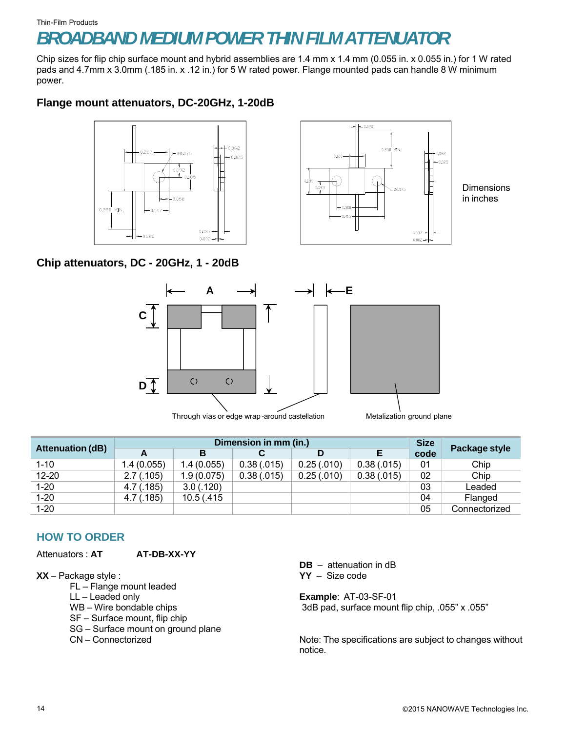# BROADBAND MEDIUM POWER THIN FILM ATTENUATOR

Chip sizes for flip chip surface mount and hybrid assemblies are 1.4 mm x 1.4 mm (0.055 in. x 0.055 in.) for 1 W rated pads and 4.7mm x 3.0mm (.185 in. x .12 in.) for 5 W rated power. Flange mounted pads can handle 8 W minimum power.

## Flange mount attenuators, DC-20GHz, 1-20dB

0.257
Ø0.075
0.092
0.185
0.058
0.147
0.250 MIN.
0.020
0.062
0.025
0.037
0.002

0.020
0.250 MIN.
0.120
0.185
0.093
Ø0.075
0.300
0.415
0.062
0.025
0.037
0.002

Dimensions in inches

## Chip attenuators, DC - 20GHz, 1 - 20dB

A
E
C
D

Through vias or edge wrap-around castellation

Metalization ground plane

| Attenuation (dB) | Dimension in mm (in.) | | | | | Size code | Package style |
|---|---|---|---|---|---|---|---|
| | A | B | C | D | E | | |
| 1-10 | 1.4 (0.055) | 1.4 (0.055) | 0.38 (.015) | 0.25 (.010) | 0.38 (.015) | 01 | Chip |
| 12-20 | 2.7 (.105) | 1.9 (0.075) | 0.38 (.015) | 0.25 (.010) | 0.38 (.015) | 02 | Chip |
| 1-20 | 4.7 (.185) | 3.0 (.120) | | | | 03 | Leaded |
| 1-20 | 4.7 (.185) | 10.5 (.415 | | | | 04 | Flanged |
| 1-20 | | | | | | 05 | Connectorized |

## HOW TO ORDER

Attenuators : **AT** **AT-DB-XX-YY**

**XX** – Package style :

- FL – Flange mount leaded
- LL – Leaded only
- WB – Wire bondable chips
- SF – Surface mount, flip chip
- SG – Surface mount on ground plane
- CN – Connectorized

**DB** – attenuation in dB
**YY** – Size code

**Example**: AT-03-SF-01
3dB pad, surface mount flip chip, .055" x .055"

Note: The specifications are subject to changes without notice.

©2015 NANOWAVE Technologies Inc.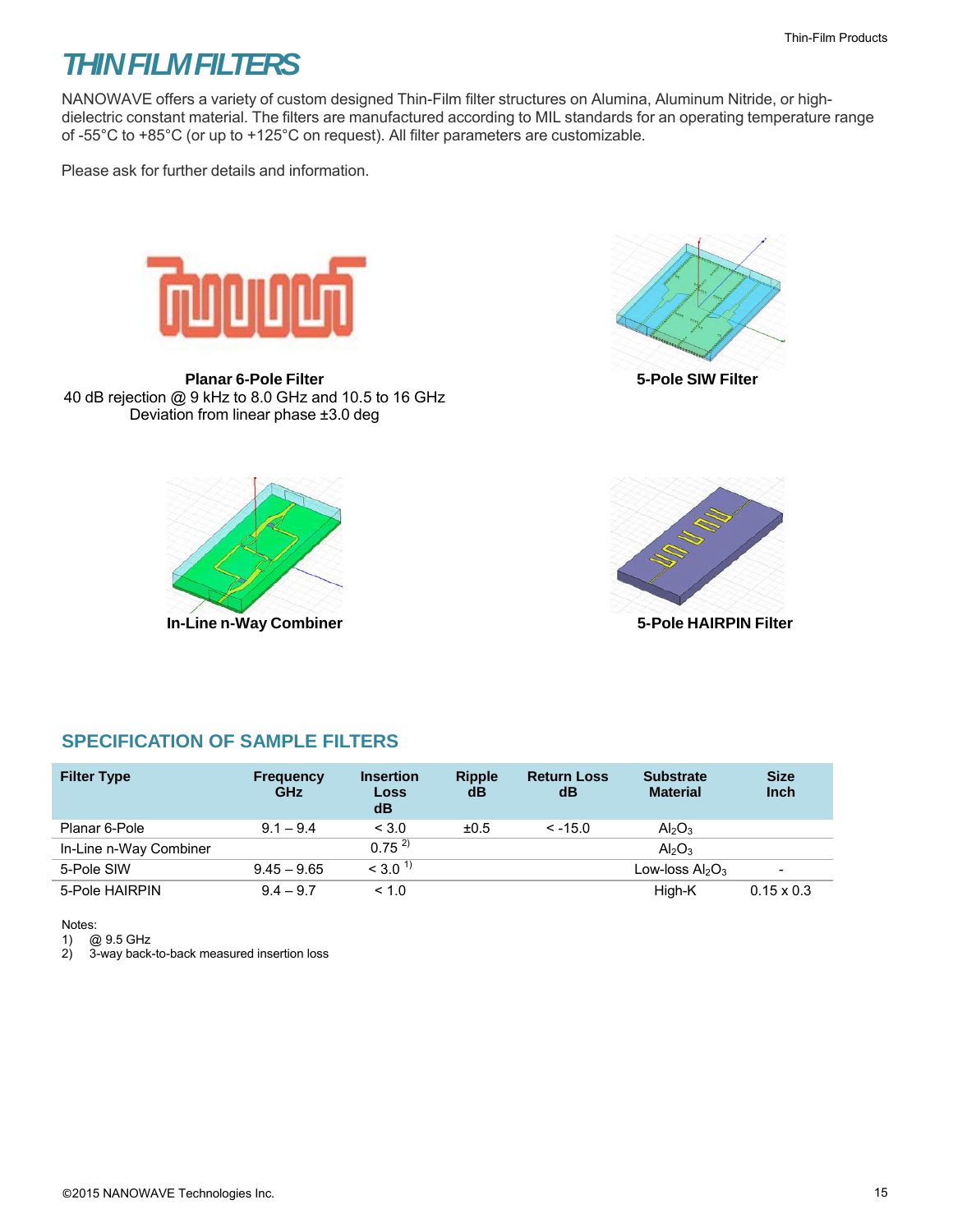# THIN FILM FILTERS

NANOWAVE offers a variety of custom designed Thin-Film filter structures on Alumina, Aluminum Nitride, or high-dielectric constant material. The filters are manufactured according to MIL standards for an operating temperature range of -55°C to +85°C (or up to +125°C on request). All filter parameters are customizable.

Please ask for further details and information.

**Planar 6-Pole Filter**
40 dB rejection @ 9 kHz to 8.0 GHz and 10.5 to 16 GHz
Deviation from linear phase ±3.0 deg

**5-Pole SIW Filter**

**In-Line n-Way Combiner**

**5-Pole HAIRPIN Filter**

## SPECIFICATION OF SAMPLE FILTERS

| Filter Type | Frequency GHz | Insertion Loss dB | Ripple dB | Return Loss dB | Substrate Material | Size Inch |
|---|---|---|---|---|---|---|
| Planar 6-Pole | 9.1 – 9.4 | < 3.0 | ±0.5 | < -15.0 | $Al_2O_3$ | |
| In-Line n-Way Combiner | | 0.75 [2)] | | | $Al_2O_3$ | |
| 5-Pole SIW | 9.45 – 9.65 | < 3.0 [1)] | | | Low-loss $Al_2O_3$ | - |
| 5-Pole HAIRPIN | 9.4 – 9.7 | < 1.0 | | | High-K | 0.15 x 0.3 |

Notes:
1) @ 9.5 GHz
2) 3-way back-to-back measured insertion loss

©2015 NANOWAVE Technologies Inc.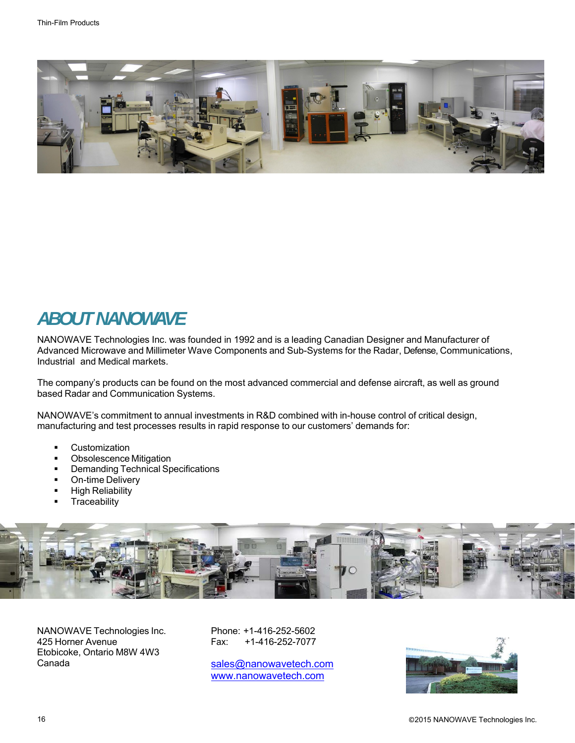## ABOUT NANOWAVE

NANOWAVE Technologies Inc. was founded in 1992 and is a leading Canadian Designer and Manufacturer of Advanced Microwave and Millimeter Wave Components and Sub-Systems for the Radar, Defense, Communications, Industrial and Medical markets.

The company's products can be found on the most advanced commercial and defense aircraft, as well as ground based Radar and Communication Systems.

NANOWAVE's commitment to annual investments in R&D combined with in-house control of critical design, manufacturing and test processes results in rapid response to our customers' demands for:

- Customization
- Obsolescence Mitigation
- Demanding Technical Specifications
- On-time Delivery
- High Reliability
- Traceability

NANOWAVE Technologies Inc.
425 Horner Avenue
Etobicoke, Ontario M8W 4W3
Canada

Phone: +1-416-252-5602
Fax: +1-416-252-7077

sales@nanowavetech.com
www.nanowavetech.com

©2015 NANOWAVE Technologies Inc.